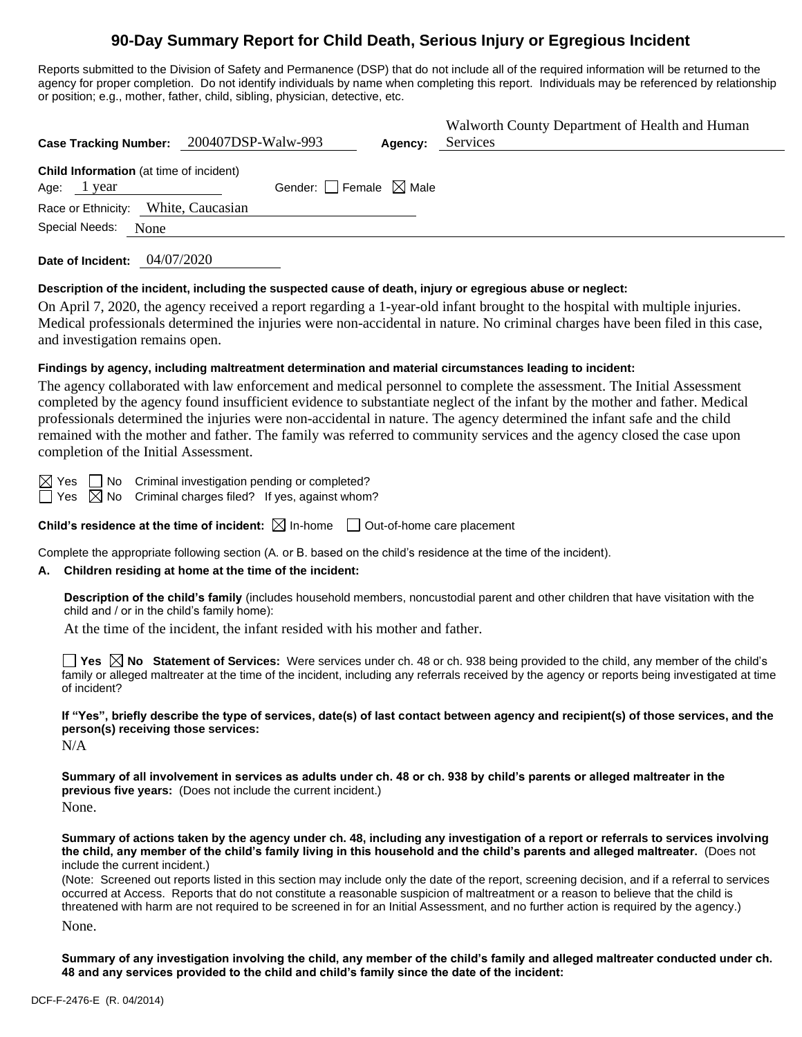# 90-Day Summary Report for Child Death, Serious Injury or Egregious Incident

Reports submitted to the Division of Safety and Permanence (DSP) that do not include all of the required information will be returned to the agency for proper completion. Do not identify individuals by name when completing this report. Individuals may be referenced by relationship or position; e.g., mother, father, child, sibling, physician, detective, etc.

**Case Tracking Number:** 200407DSP-Walw-993 **Agency:** Walworth County Department of Health and Human Services

**Child Information** (at time of incident)

Age: 1 year Gender: ☐ Female ☒ Male

Race or Ethnicity: White, Caucasian

Special Needs: None

**Date of Incident:** 04/07/2020

**Description of the incident, including the suspected cause of death, injury or egregious abuse or neglect:**

On April 7, 2020, the agency received a report regarding a 1-year-old infant brought to the hospital with multiple injuries. Medical professionals determined the injuries were non-accidental in nature. No criminal charges have been filed in this case, and investigation remains open.

**Findings by agency, including maltreatment determination and material circumstances leading to incident:**

The agency collaborated with law enforcement and medical personnel to complete the assessment. The Initial Assessment completed by the agency found insufficient evidence to substantiate neglect of the infant by the mother and father. Medical professionals determined the injuries were non-accidental in nature. The agency determined the infant safe and the child remained with the mother and father. The family was referred to community services and the agency closed the case upon completion of the Initial Assessment.

☒ Yes ☐ No Criminal investigation pending or completed?

☐ Yes ☒ No Criminal charges filed? If yes, against whom?

**Child's residence at the time of incident:** ☒ In-home ☐ Out-of-home care placement

Complete the appropriate following section (A. or B. based on the child's residence at the time of the incident).

**A. Children residing at home at the time of the incident:**

**Description of the child's family** (includes household members, noncustodial parent and other children that have visitation with the child and / or in the child's family home):

At the time of the incident, the infant resided with his mother and father.

☐ **Yes** ☒ **No Statement of Services:** Were services under ch. 48 or ch. 938 being provided to the child, any member of the child's family or alleged maltreater at the time of the incident, including any referrals received by the agency or reports being investigated at time of incident?

**If "Yes", briefly describe the type of services, date(s) of last contact between agency and recipient(s) of those services, and the person(s) receiving those services:**

N/A

**Summary of all involvement in services as adults under ch. 48 or ch. 938 by child's parents or alleged maltreater in the previous five years:** (Does not include the current incident.)

None.

**Summary of actions taken by the agency under ch. 48, including any investigation of a report or referrals to services involving the child, any member of the child's family living in this household and the child's parents and alleged maltreater.** (Does not include the current incident.)

(Note: Screened out reports listed in this section may include only the date of the report, screening decision, and if a referral to services occurred at Access. Reports that do not constitute a reasonable suspicion of maltreatment or a reason to believe that the child is threatened with harm are not required to be screened in for an Initial Assessment, and no further action is required by the agency.)

None.

**Summary of any investigation involving the child, any member of the child's family and alleged maltreater conducted under ch. 48 and any services provided to the child and child's family since the date of the incident:**

DCF-F-2476-E (R. 04/2014)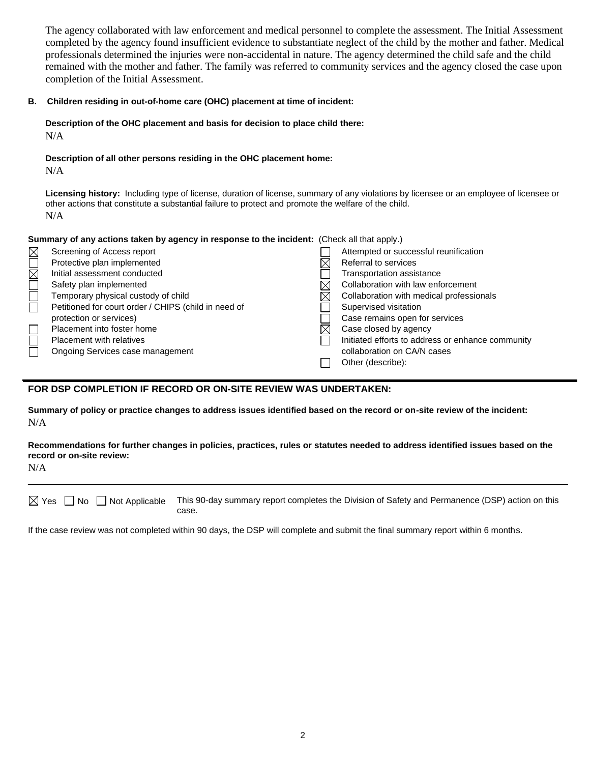The agency collaborated with law enforcement and medical personnel to complete the assessment. The Initial Assessment completed by the agency found insufficient evidence to substantiate neglect of the child by the mother and father. Medical professionals determined the injuries were non-accidental in nature. The agency determined the child safe and the child remained with the mother and father. The family was referred to community services and the agency closed the case upon completion of the Initial Assessment.

**B. Children residing in out-of-home care (OHC) placement at time of incident:**

**Description of the OHC placement and basis for decision to place child there:**
N/A

**Description of all other persons residing in the OHC placement home:**
N/A

**Licensing history:** Including type of license, duration of license, summary of any violations by licensee or an employee of licensee or other actions that constitute a substantial failure to protect and promote the welfare of the child.
N/A

**Summary of any actions taken by agency in response to the incident:** (Check all that apply.)

- ☒ Screening of Access report
- ☐ Protective plan implemented
- ☒ Initial assessment conducted
- ☐ Safety plan implemented
- ☐ Temporary physical custody of child
- ☐ Petitioned for court order / CHIPS (child in need of protection or services)
- ☐ Placement into foster home
- ☐ Placement with relatives
- ☐ Ongoing Services case management
- ☐ Attempted or successful reunification
- ☒ Referral to services
- ☐ Transportation assistance
- ☒ Collaboration with law enforcement
- ☒ Collaboration with medical professionals
- ☐ Supervised visitation
- ☐ Case remains open for services
- ☒ Case closed by agency
- ☐ Initiated efforts to address or enhance community collaboration on CA/N cases
- ☐ Other (describe):

## FOR DSP COMPLETION IF RECORD OR ON-SITE REVIEW WAS UNDERTAKEN:

**Summary of policy or practice changes to address issues identified based on the record or on-site review of the incident:**
N/A

**Recommendations for further changes in policies, practices, rules or statutes needed to address identified issues based on the record or on-site review:**
N/A

---

☒ Yes ☐ No ☐ Not Applicable This 90-day summary report completes the Division of Safety and Permanence (DSP) action on this case.

If the case review was not completed within 90 days, the DSP will complete and submit the final summary report within 6 months.